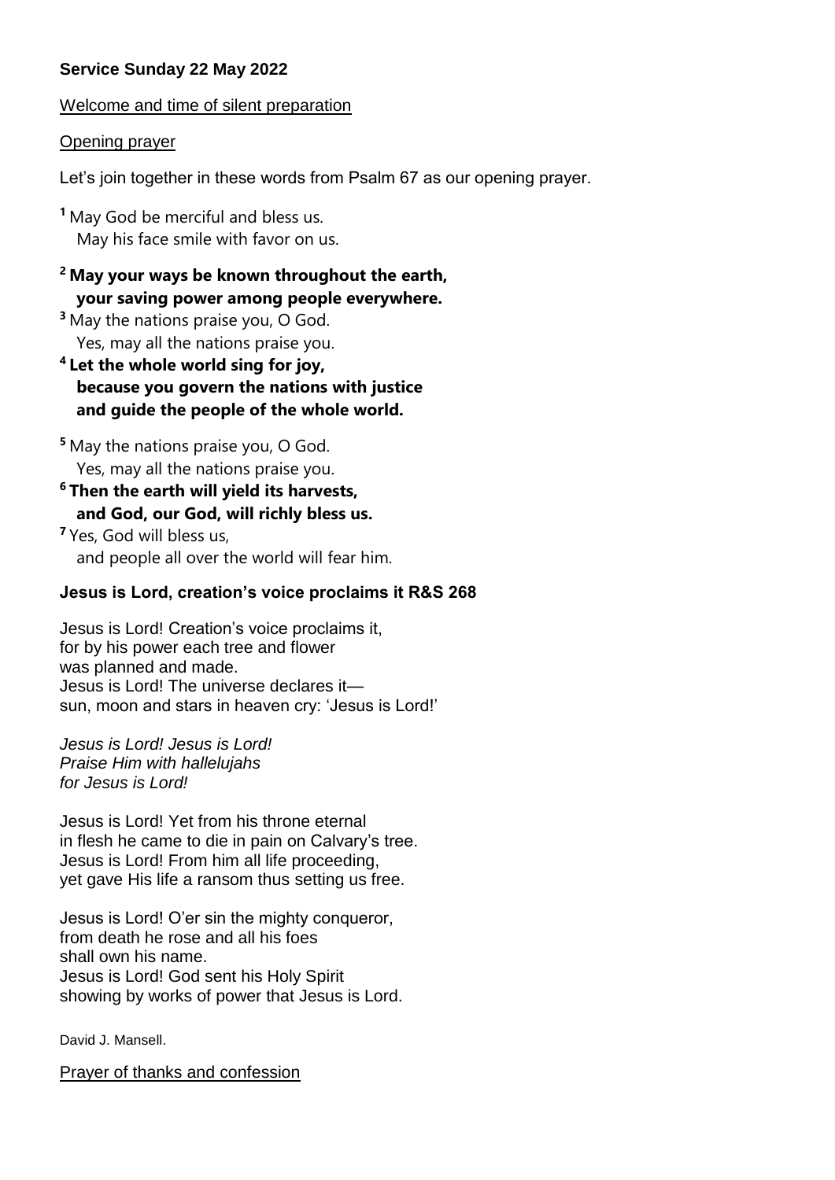**Service Sunday 22 May 2022**

Welcome and time of silent preparation

Opening prayer

Let's join together in these words from Psalm 67 as our opening prayer.

[1] May God be merciful and bless us.
May his face smile with favor on us.

**[2] May your ways be known throughout the earth,
your saving power among people everywhere.**

[3] May the nations praise you, O God.
Yes, may all the nations praise you.

**[4] Let the whole world sing for joy,
because you govern the nations with justice
and guide the people of the whole world.**

[5] May the nations praise you, O God.
Yes, may all the nations praise you.

**[6] Then the earth will yield its harvests,
and God, our God, will richly bless us.**

[7] Yes, God will bless us,
and people all over the world will fear him.

**Jesus is Lord, creation's voice proclaims it R&S 268**

Jesus is Lord! Creation's voice proclaims it,
for by his power each tree and flower
was planned and made.
Jesus is Lord! The universe declares it—
sun, moon and stars in heaven cry: 'Jesus is Lord!'

*Jesus is Lord! Jesus is Lord!
Praise Him with hallelujahs
for Jesus is Lord!*

Jesus is Lord! Yet from his throne eternal
in flesh he came to die in pain on Calvary's tree.
Jesus is Lord! From him all life proceeding,
yet gave His life a ransom thus setting us free.

Jesus is Lord! O'er sin the mighty conqueror,
from death he rose and all his foes
shall own his name.
Jesus is Lord! God sent his Holy Spirit
showing by works of power that Jesus is Lord.

David J. Mansell.

Prayer of thanks and confession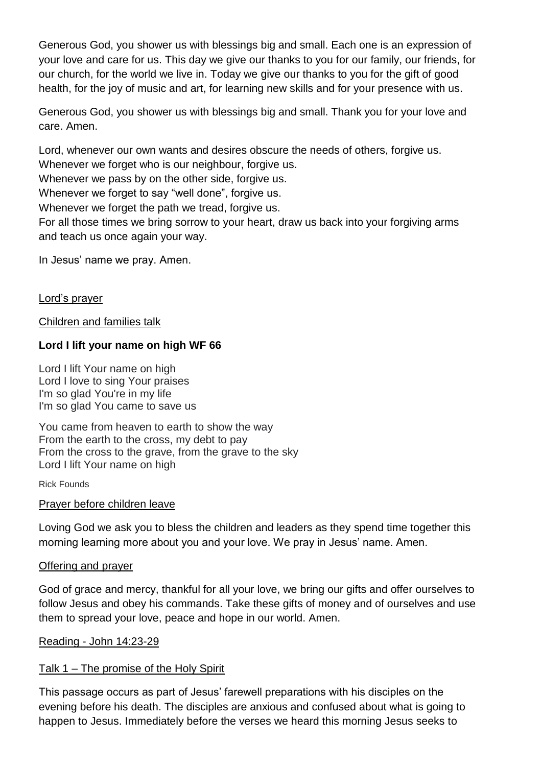Generous God, you shower us with blessings big and small. Each one is an expression of your love and care for us. This day we give our thanks to you for our family, our friends, for our church, for the world we live in. Today we give our thanks to you for the gift of good health, for the joy of music and art, for learning new skills and for your presence with us.

Generous God, you shower us with blessings big and small. Thank you for your love and care. Amen.

Lord, whenever our own wants and desires obscure the needs of others, forgive us.
Whenever we forget who is our neighbour, forgive us.
Whenever we pass by on the other side, forgive us.
Whenever we forget to say "well done", forgive us.
Whenever we forget the path we tread, forgive us.
For all those times we bring sorrow to your heart, draw us back into your forgiving arms and teach us once again your way.

In Jesus' name we pray. Amen.

Lord's prayer

Children and families talk

**Lord I lift your name on high WF 66**

Lord I lift Your name on high
Lord I love to sing Your praises
I'm so glad You're in my life
I'm so glad You came to save us

You came from heaven to earth to show the way
From the earth to the cross, my debt to pay
From the cross to the grave, from the grave to the sky
Lord I lift Your name on high

Rick Founds

Prayer before children leave

Loving God we ask you to bless the children and leaders as they spend time together this morning learning more about you and your love. We pray in Jesus' name. Amen.

Offering and prayer

God of grace and mercy, thankful for all your love, we bring our gifts and offer ourselves to follow Jesus and obey his commands. Take these gifts of money and of ourselves and use them to spread your love, peace and hope in our world. Amen.

Reading - John 14:23-29

Talk 1 – The promise of the Holy Spirit

This passage occurs as part of Jesus' farewell preparations with his disciples on the evening before his death. The disciples are anxious and confused about what is going to happen to Jesus. Immediately before the verses we heard this morning Jesus seeks to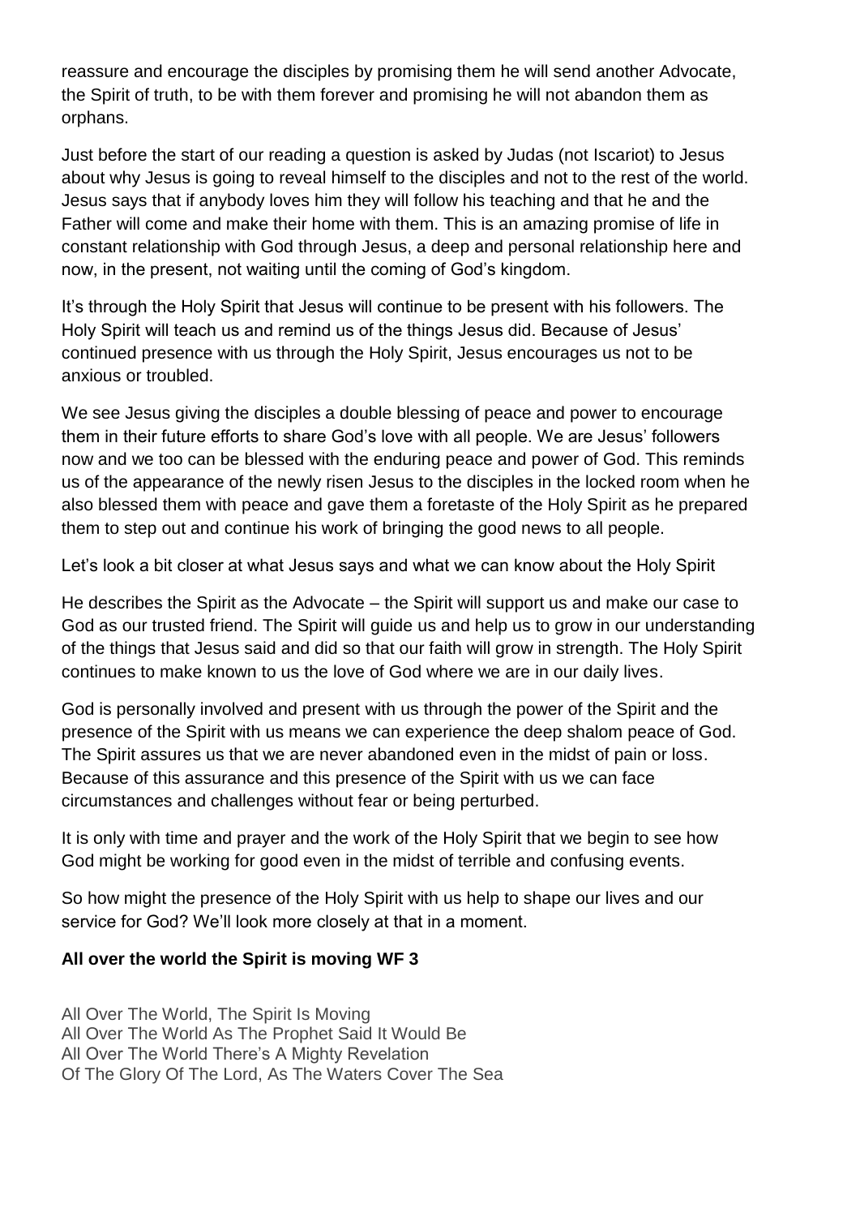reassure and encourage the disciples by promising them he will send another Advocate, the Spirit of truth, to be with them forever and promising he will not abandon them as orphans.

Just before the start of our reading a question is asked by Judas (not Iscariot) to Jesus about why Jesus is going to reveal himself to the disciples and not to the rest of the world. Jesus says that if anybody loves him they will follow his teaching and that he and the Father will come and make their home with them. This is an amazing promise of life in constant relationship with God through Jesus, a deep and personal relationship here and now, in the present, not waiting until the coming of God's kingdom.

It's through the Holy Spirit that Jesus will continue to be present with his followers. The Holy Spirit will teach us and remind us of the things Jesus did. Because of Jesus' continued presence with us through the Holy Spirit, Jesus encourages us not to be anxious or troubled.

We see Jesus giving the disciples a double blessing of peace and power to encourage them in their future efforts to share God's love with all people. We are Jesus' followers now and we too can be blessed with the enduring peace and power of God. This reminds us of the appearance of the newly risen Jesus to the disciples in the locked room when he also blessed them with peace and gave them a foretaste of the Holy Spirit as he prepared them to step out and continue his work of bringing the good news to all people.

Let's look a bit closer at what Jesus says and what we can know about the Holy Spirit

He describes the Spirit as the Advocate – the Spirit will support us and make our case to God as our trusted friend. The Spirit will guide us and help us to grow in our understanding of the things that Jesus said and did so that our faith will grow in strength. The Holy Spirit continues to make known to us the love of God where we are in our daily lives.

God is personally involved and present with us through the power of the Spirit and the presence of the Spirit with us means we can experience the deep shalom peace of God. The Spirit assures us that we are never abandoned even in the midst of pain or loss. Because of this assurance and this presence of the Spirit with us we can face circumstances and challenges without fear or being perturbed.

It is only with time and prayer and the work of the Holy Spirit that we begin to see how God might be working for good even in the midst of terrible and confusing events.

So how might the presence of the Holy Spirit with us help to shape our lives and our service for God? We'll look more closely at that in a moment.

**All over the world the Spirit is moving WF 3**

All Over The World, The Spirit Is Moving
All Over The World As The Prophet Said It Would Be
All Over The World There's A Mighty Revelation
Of The Glory Of The Lord, As The Waters Cover The Sea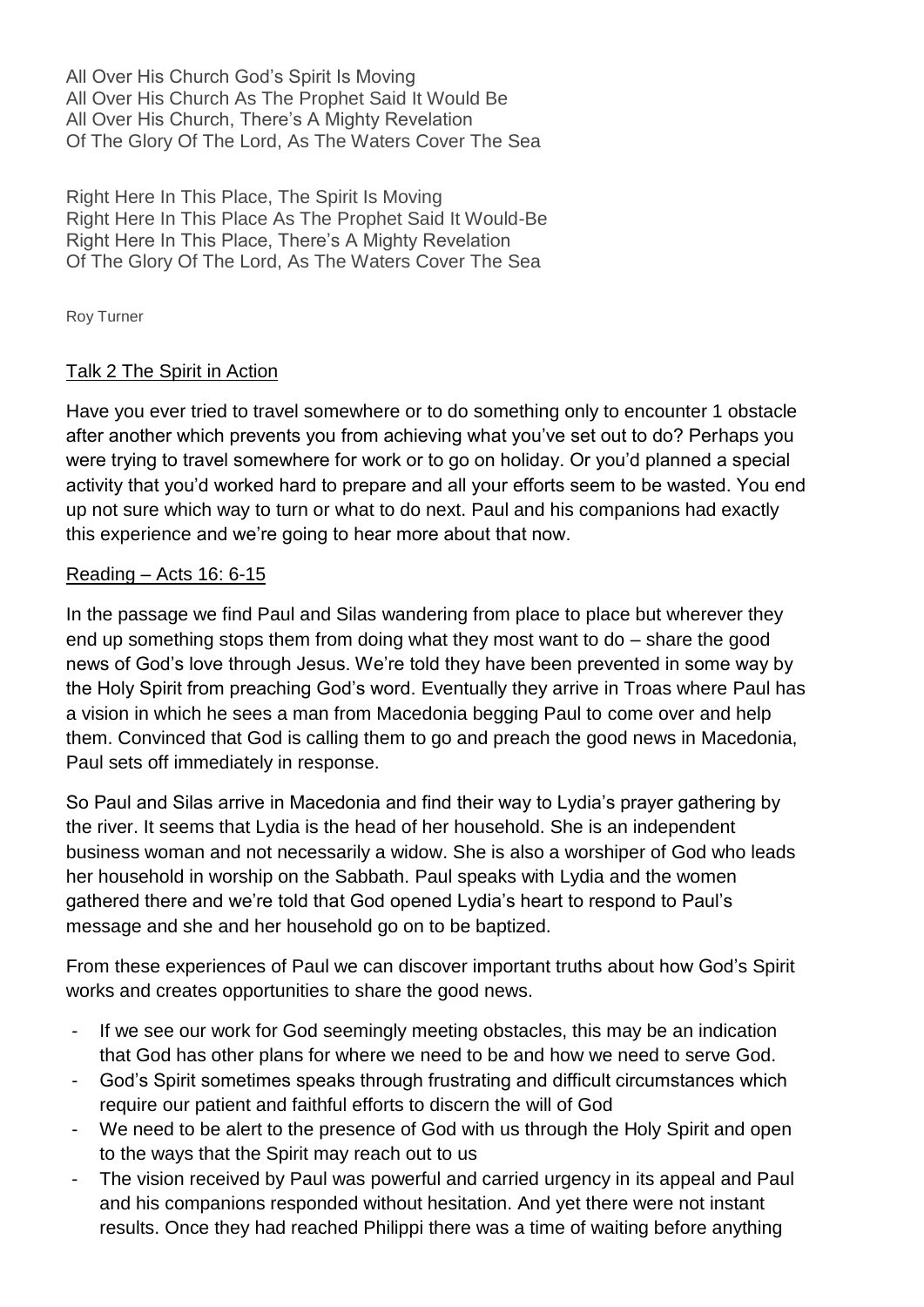All Over His Church God's Spirit Is Moving
All Over His Church As The Prophet Said It Would Be
All Over His Church, There's A Mighty Revelation
Of The Glory Of The Lord, As The Waters Cover The Sea

Right Here In This Place, The Spirit Is Moving
Right Here In This Place As The Prophet Said It Would-Be
Right Here In This Place, There's A Mighty Revelation
Of The Glory Of The Lord, As The Waters Cover The Sea

Roy Turner

## Talk 2 The Spirit in Action

Have you ever tried to travel somewhere or to do something only to encounter 1 obstacle after another which prevents you from achieving what you've set out to do? Perhaps you were trying to travel somewhere for work or to go on holiday. Or you'd planned a special activity that you'd worked hard to prepare and all your efforts seem to be wasted. You end up not sure which way to turn or what to do next. Paul and his companions had exactly this experience and we're going to hear more about that now.

### Reading – Acts 16: 6-15

In the passage we find Paul and Silas wandering from place to place but wherever they end up something stops them from doing what they most want to do – share the good news of God's love through Jesus. We're told they have been prevented in some way by the Holy Spirit from preaching God's word. Eventually they arrive in Troas where Paul has a vision in which he sees a man from Macedonia begging Paul to come over and help them. Convinced that God is calling them to go and preach the good news in Macedonia, Paul sets off immediately in response.

So Paul and Silas arrive in Macedonia and find their way to Lydia's prayer gathering by the river. It seems that Lydia is the head of her household. She is an independent business woman and not necessarily a widow. She is also a worshiper of God who leads her household in worship on the Sabbath. Paul speaks with Lydia and the women gathered there and we're told that God opened Lydia's heart to respond to Paul's message and she and her household go on to be baptized.

From these experiences of Paul we can discover important truths about how God's Spirit works and creates opportunities to share the good news.

- If we see our work for God seemingly meeting obstacles, this may be an indication that God has other plans for where we need to be and how we need to serve God.
- God's Spirit sometimes speaks through frustrating and difficult circumstances which require our patient and faithful efforts to discern the will of God
- We need to be alert to the presence of God with us through the Holy Spirit and open to the ways that the Spirit may reach out to us
- The vision received by Paul was powerful and carried urgency in its appeal and Paul and his companions responded without hesitation. And yet there were not instant results. Once they had reached Philippi there was a time of waiting before anything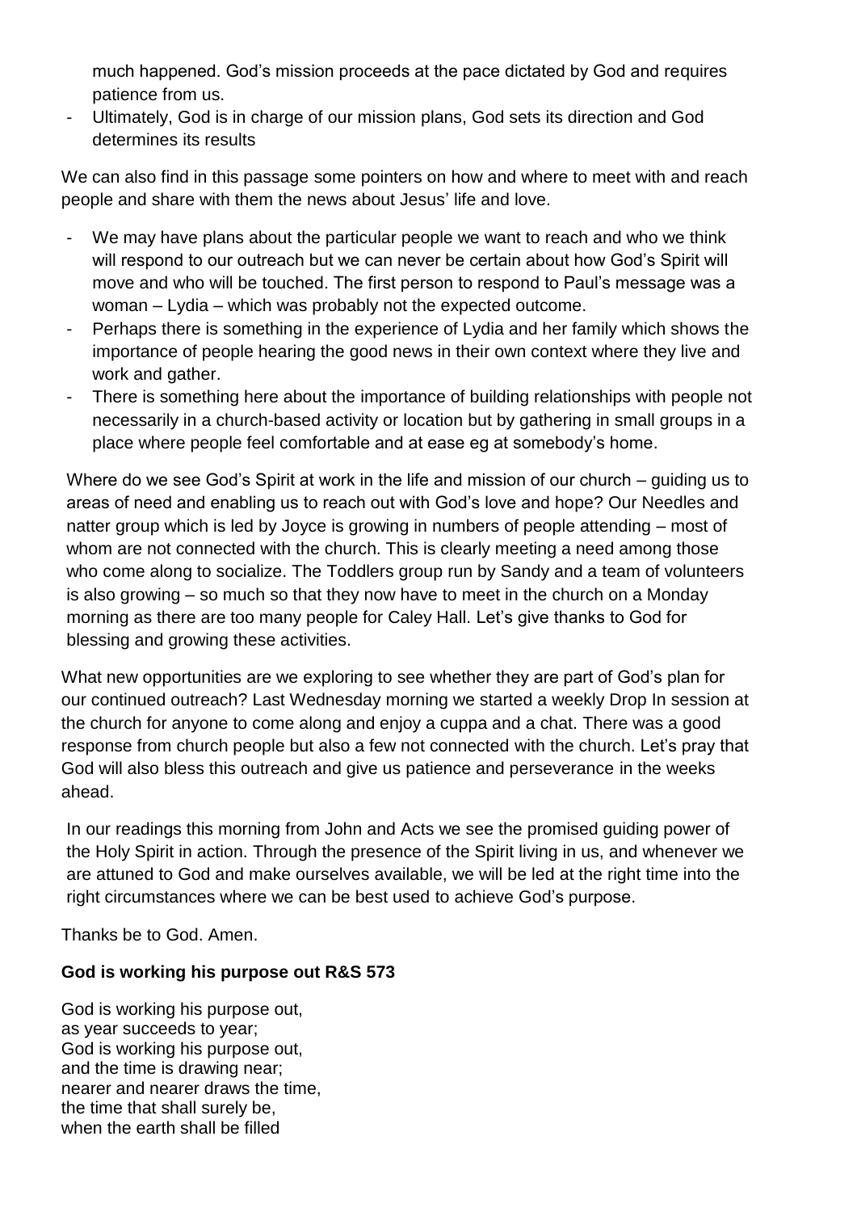much happened. God's mission proceeds at the pace dictated by God and requires patience from us.

- Ultimately, God is in charge of our mission plans, God sets its direction and God determines its results

We can also find in this passage some pointers on how and where to meet with and reach people and share with them the news about Jesus' life and love.

- We may have plans about the particular people we want to reach and who we think will respond to our outreach but we can never be certain about how God's Spirit will move and who will be touched. The first person to respond to Paul's message was a woman – Lydia – which was probably not the expected outcome.
- Perhaps there is something in the experience of Lydia and her family which shows the importance of people hearing the good news in their own context where they live and work and gather.
- There is something here about the importance of building relationships with people not necessarily in a church-based activity or location but by gathering in small groups in a place where people feel comfortable and at ease eg at somebody's home.

Where do we see God's Spirit at work in the life and mission of our church – guiding us to areas of need and enabling us to reach out with God's love and hope? Our Needles and natter group which is led by Joyce is growing in numbers of people attending – most of whom are not connected with the church. This is clearly meeting a need among those who come along to socialize. The Toddlers group run by Sandy and a team of volunteers is also growing – so much so that they now have to meet in the church on a Monday morning as there are too many people for Caley Hall. Let's give thanks to God for blessing and growing these activities.

What new opportunities are we exploring to see whether they are part of God's plan for our continued outreach? Last Wednesday morning we started a weekly Drop In session at the church for anyone to come along and enjoy a cuppa and a chat. There was a good response from church people but also a few not connected with the church. Let's pray that God will also bless this outreach and give us patience and perseverance in the weeks ahead.

In our readings this morning from John and Acts we see the promised guiding power of the Holy Spirit in action. Through the presence of the Spirit living in us, and whenever we are attuned to God and make ourselves available, we will be led at the right time into the right circumstances where we can be best used to achieve God's purpose.

Thanks be to God. Amen.

**God is working his purpose out R&S 573**

God is working his purpose out,
as year succeeds to year;
God is working his purpose out,
and the time is drawing near;
nearer and nearer draws the time,
the time that shall surely be,
when the earth shall be filled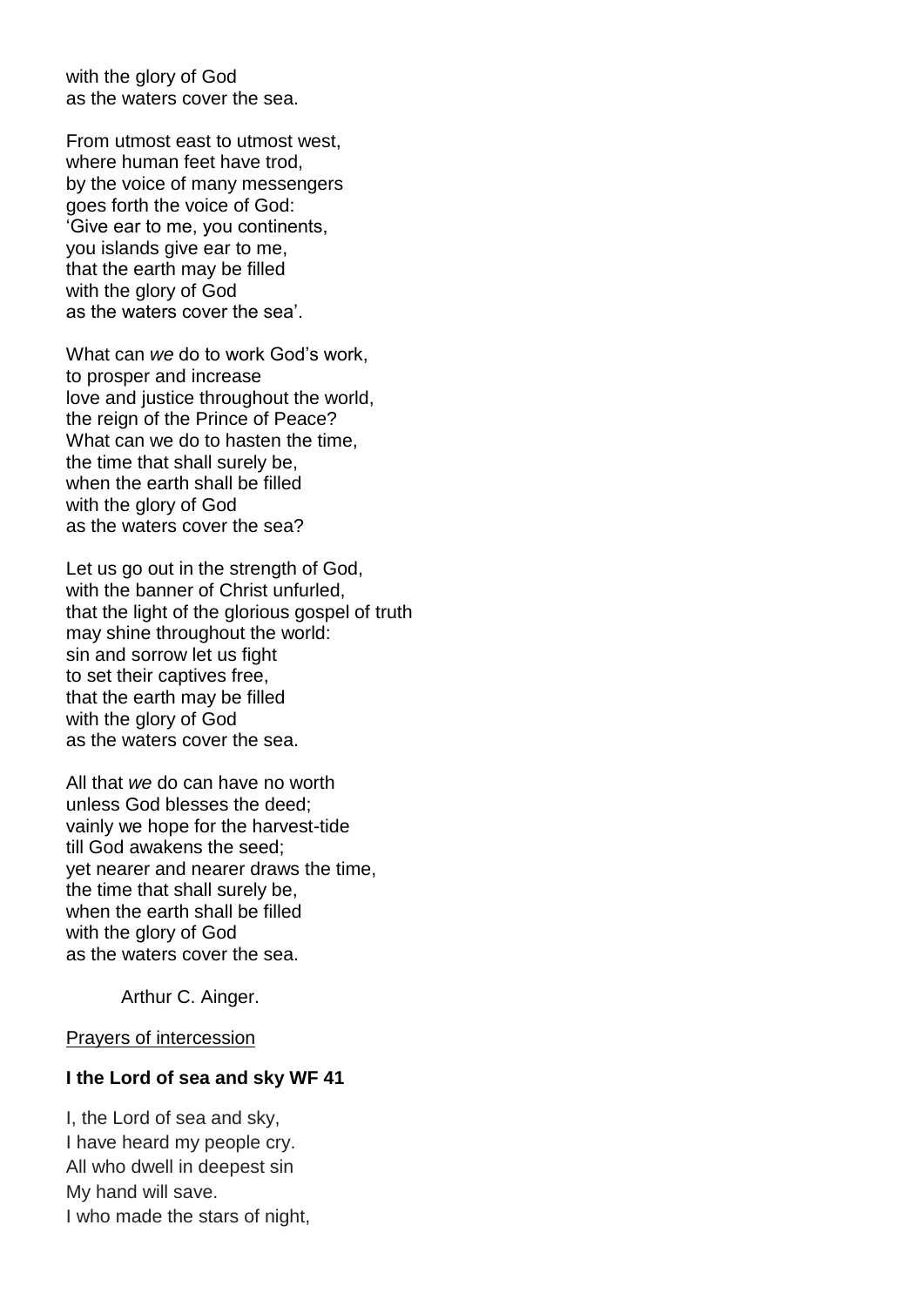with the glory of God  
as the waters cover the sea.

From utmost east to utmost west,  
where human feet have trod,  
by the voice of many messengers  
goes forth the voice of God:  
'Give ear to me, you continents,  
you islands give ear to me,  
that the earth may be filled  
with the glory of God  
as the waters cover the sea'.

What can *we* do to work God's work,  
to prosper and increase  
love and justice throughout the world,  
the reign of the Prince of Peace?  
What can we do to hasten the time,  
the time that shall surely be,  
when the earth shall be filled  
with the glory of God  
as the waters cover the sea?

Let us go out in the strength of God,  
with the banner of Christ unfurled,  
that the light of the glorious gospel of truth  
may shine throughout the world:  
sin and sorrow let us fight  
to set their captives free,  
that the earth may be filled  
with the glory of God  
as the waters cover the sea.

All that *we* do can have no worth  
unless God blesses the deed;  
vainly we hope for the harvest-tide  
till God awakens the seed;  
yet nearer and nearer draws the time,  
the time that shall surely be,  
when the earth shall be filled  
with the glory of God  
as the waters cover the sea.

Arthur C. Ainger.

<u>Prayers of intercession</u>

**I the Lord of sea and sky WF 41**

I, the Lord of sea and sky,  
I have heard my people cry.  
All who dwell in deepest sin  
My hand will save.  
I who made the stars of night,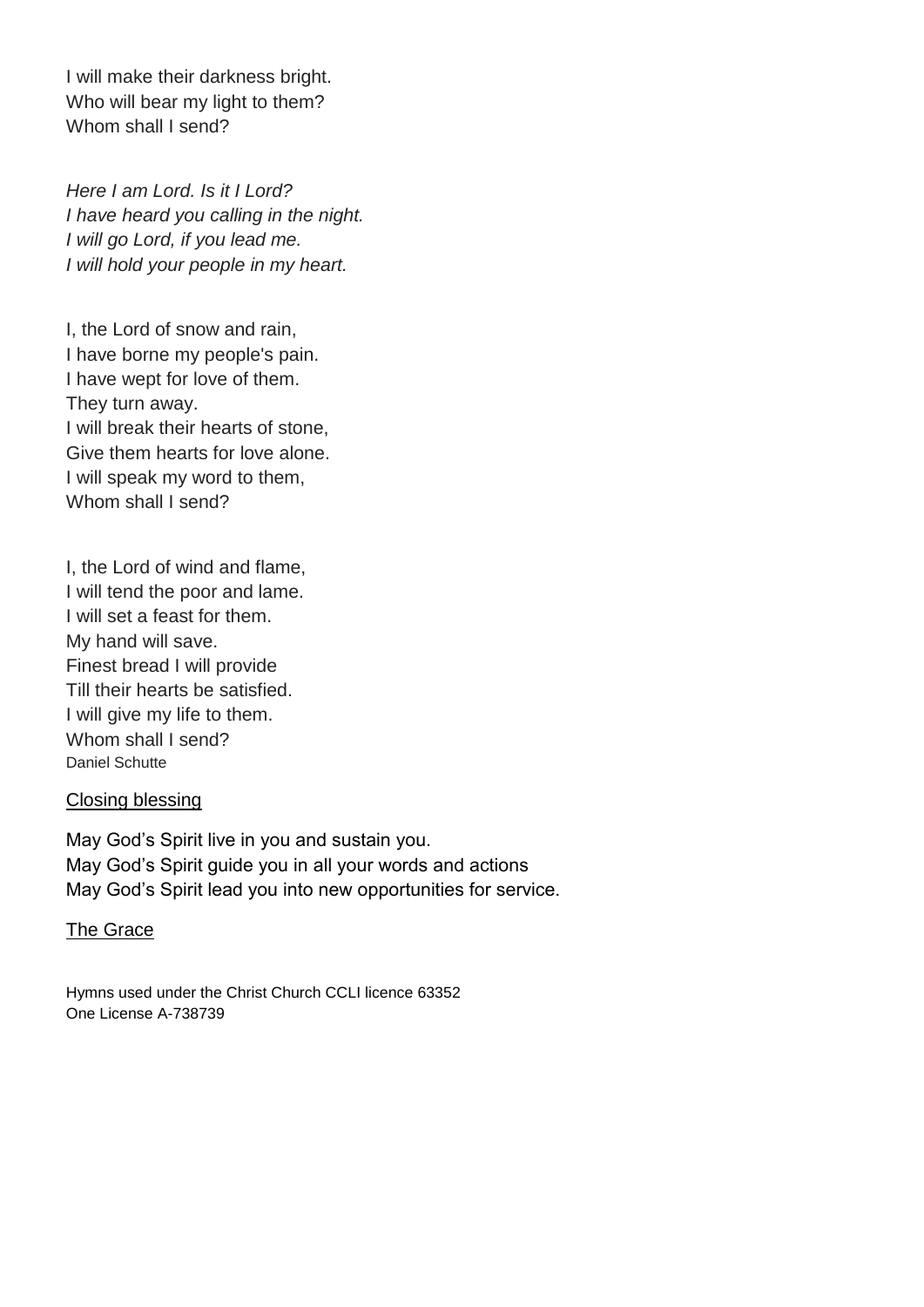I will make their darkness bright.
Who will bear my light to them?
Whom shall I send?

*Here I am Lord. Is it I Lord?*
*I have heard you calling in the night.*
*I will go Lord, if you lead me.*
*I will hold your people in my heart.*

I, the Lord of snow and rain,
I have borne my people's pain.
I have wept for love of them.
They turn away.
I will break their hearts of stone,
Give them hearts for love alone.
I will speak my word to them,
Whom shall I send?

I, the Lord of wind and flame,
I will tend the poor and lame.
I will set a feast for them.
My hand will save.
Finest bread I will provide
Till their hearts be satisfied.
I will give my life to them.
Whom shall I send?
Daniel Schutte

<u>Closing blessing</u>

May God's Spirit live in you and sustain you.
May God's Spirit guide you in all your words and actions
May God's Spirit lead you into new opportunities for service.

<u>The Grace</u>

Hymns used under the Christ Church CCLI licence 63352
One License A-738739